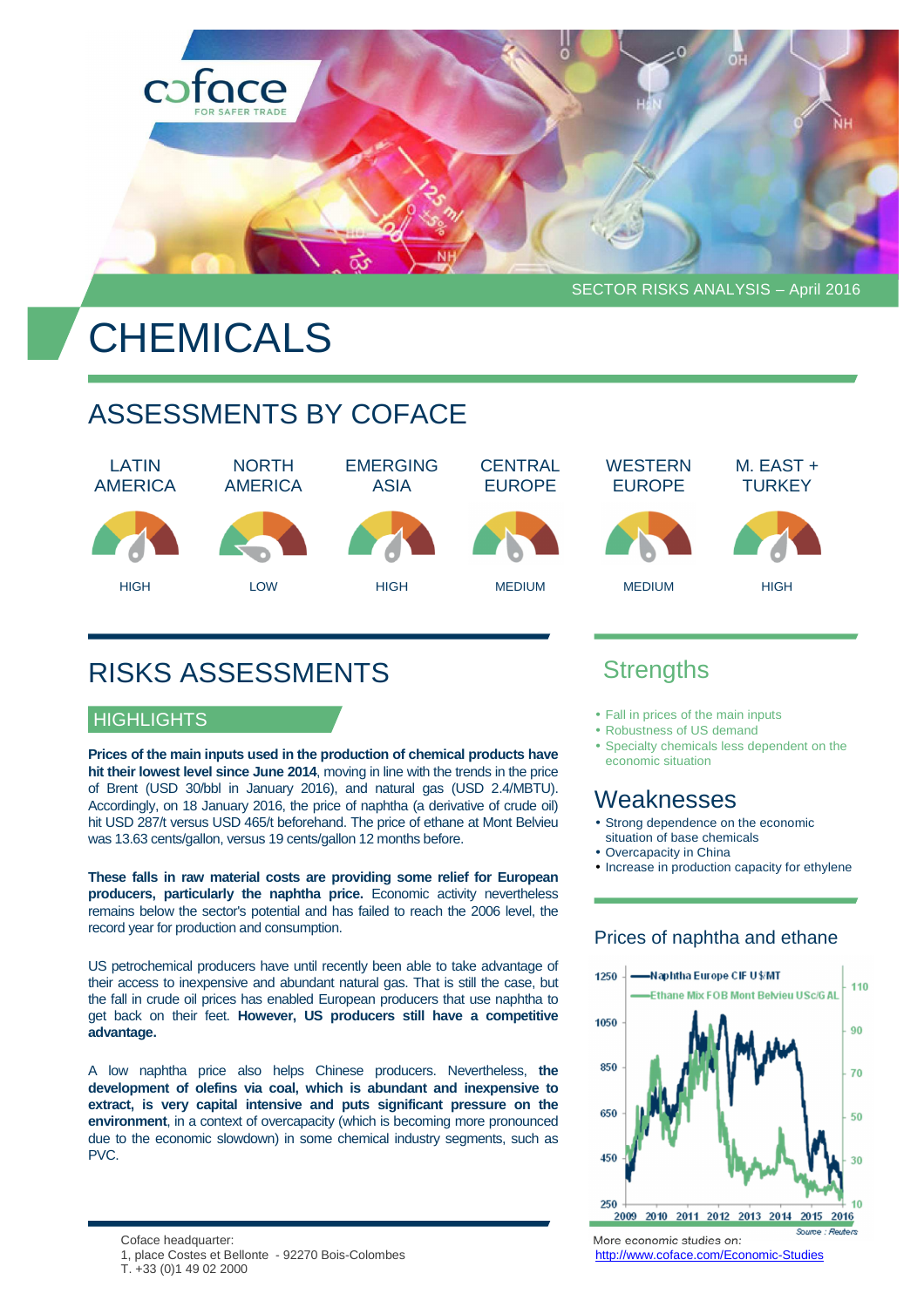SECTOR RISKS ANALYSIS – April 2016

# CHEMICALS

## ASSESSMENTS BY COFACE

| LATIN AMERICA | NORTH AMERICA | EMERGING ASIA | CENTRAL EUROPE | WESTERN EUROPE | M. EAST + TURKEY |
|---|---|---|---|---|---|
| HIGH | LOW | HIGH | MEDIUM | MEDIUM | HIGH |

## RISKS ASSESSMENTS

### HIGHLIGHTS

**Prices of the main inputs used in the production of chemical products have hit their lowest level since June 2014**, moving in line with the trends in the price of Brent (USD 30/bbl in January 2016), and natural gas (USD 2.4/MBTU). Accordingly, on 18 January 2016, the price of naphtha (a derivative of crude oil) hit USD 287/t versus USD 465/t beforehand. The price of ethane at Mont Belvieu was 13.63 cents/gallon, versus 19 cents/gallon 12 months before.

**These falls in raw material costs are providing some relief for European producers, particularly the naphtha price.** Economic activity nevertheless remains below the sector's potential and has failed to reach the 2006 level, the record year for production and consumption.

US petrochemical producers have until recently been able to take advantage of their access to inexpensive and abundant natural gas. That is still the case, but the fall in crude oil prices has enabled European producers that use naphtha to get back on their feet. **However, US producers still have a competitive advantage.**

A low naphtha price also helps Chinese producers. Nevertheless, **the development of olefins via coal, which is abundant and inexpensive to extract, is very capital intensive and puts significant pressure on the environment**, in a context of overcapacity (which is becoming more pronounced due to the economic slowdown) in some chemical industry segments, such as PVC.

## Strengths

- Fall in prices of the main inputs
- Robustness of US demand
- Specialty chemicals less dependent on the economic situation

## Weaknesses

- Strong dependence on the economic situation of base chemicals
- Overcapacity in China
- Increase in production capacity for ethylene

### Prices of naphtha and ethane

Naphtha Europe CIF U$/MT
Ethane Mix FOB Mont Belvieu USc/GAL

Source : Reuters

Coface headquarter:
1, place Costes et Bellonte - 92270 Bois-Colombes
T. +33 (0)1 49 02 2000

More economic studies on:
http://www.coface.com/Economic-Studies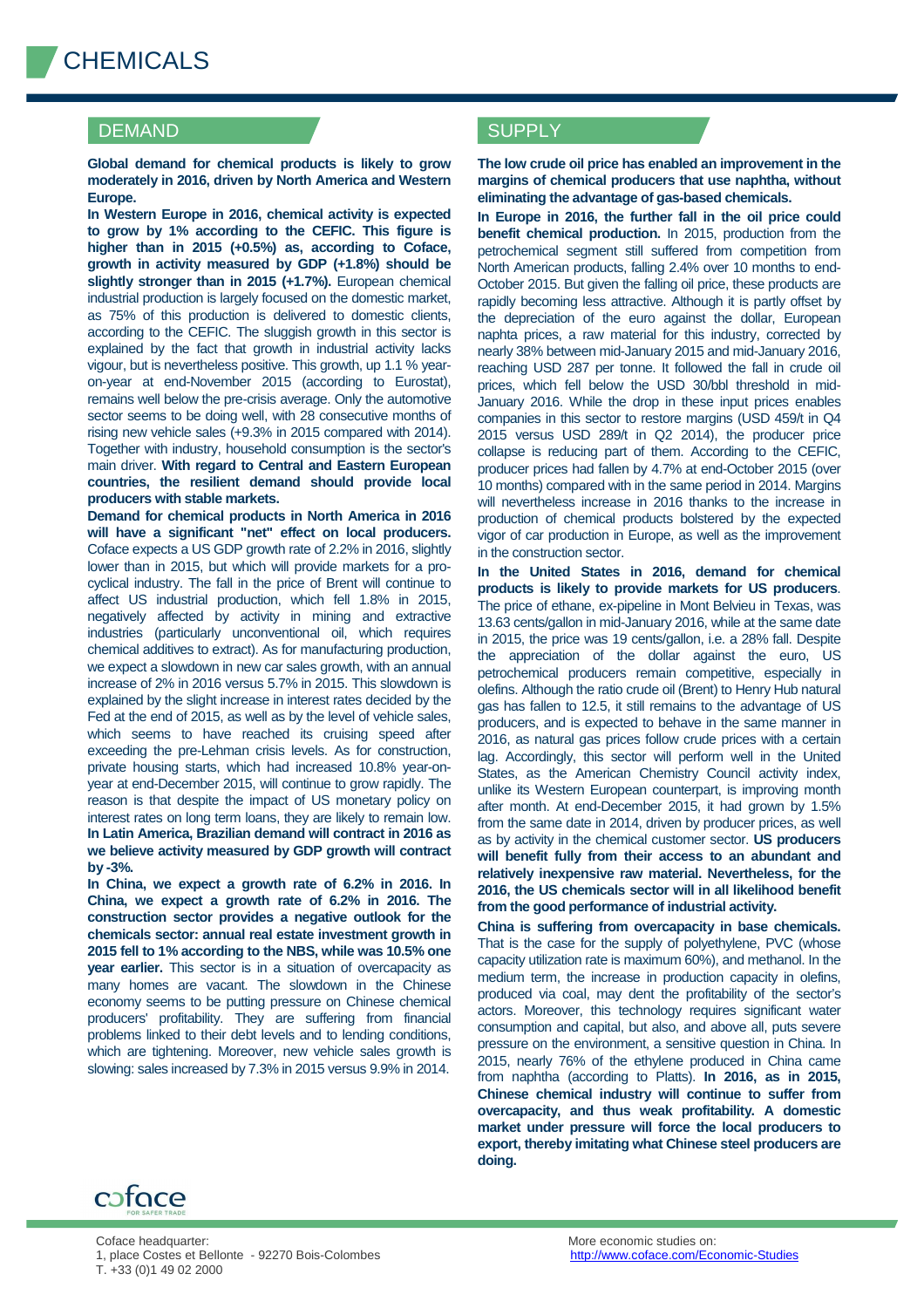# CHEMICALS

## DEMAND

**Global demand for chemical products is likely to grow moderately in 2016, driven by North America and Western Europe.**

**In Western Europe in 2016, chemical activity is expected to grow by 1% according to the CEFIC. This figure is higher than in 2015 (+0.5%) as, according to Coface, growth in activity measured by GDP (+1.8%) should be slightly stronger than in 2015 (+1.7%).** European chemical industrial production is largely focused on the domestic market, as 75% of this production is delivered to domestic clients, according to the CEFIC. The sluggish growth in this sector is explained by the fact that growth in industrial activity lacks vigour, but is nevertheless positive. This growth, up 1.1 % year-on-year at end-November 2015 (according to Eurostat), remains well below the pre-crisis average. Only the automotive sector seems to be doing well, with 28 consecutive months of rising new vehicle sales (+9.3% in 2015 compared with 2014). Together with industry, household consumption is the sector's main driver. **With regard to Central and Eastern European countries, the resilient demand should provide local producers with stable markets.**

**Demand for chemical products in North America in 2016 will have a significant "net" effect on local producers.** Coface expects a US GDP growth rate of 2.2% in 2016, slightly lower than in 2015, but which will provide markets for a pro-cyclical industry. The fall in the price of Brent will continue to affect US industrial production, which fell 1.8% in 2015, negatively affected by activity in mining and extractive industries (particularly unconventional oil, which requires chemical additives to extract). As for manufacturing production, we expect a slowdown in new car sales growth, with an annual increase of 2% in 2016 versus 5.7% in 2015. This slowdown is explained by the slight increase in interest rates decided by the Fed at the end of 2015, as well as by the level of vehicle sales, which seems to have reached its cruising speed after exceeding the pre-Lehman crisis levels. As for construction, private housing starts, which had increased 10.8% year-on-year at end-December 2015, will continue to grow rapidly. The reason is that despite the impact of US monetary policy on interest rates on long term loans, they are likely to remain low. **In Latin America, Brazilian demand will contract in 2016 as we believe activity measured by GDP growth will contract by -3%.**

**In China, we expect a growth rate of 6.2% in 2016. In China, we expect a growth rate of 6.2% in 2016. The construction sector provides a negative outlook for the chemicals sector: annual real estate investment growth in 2015 fell to 1% according to the NBS, while was 10.5% one year earlier.** This sector is in a situation of overcapacity as many homes are vacant. The slowdown in the Chinese economy seems to be putting pressure on Chinese chemical producers' profitability. They are suffering from financial problems linked to their debt levels and to lending conditions, which are tightening. Moreover, new vehicle sales growth is slowing: sales increased by 7.3% in 2015 versus 9.9% in 2014.

## SUPPLY

**The low crude oil price has enabled an improvement in the margins of chemical producers that use naphtha, without eliminating the advantage of gas-based chemicals.**

**In Europe in 2016, the further fall in the oil price could benefit chemical production.** In 2015, production from the petrochemical segment still suffered from competition from North American products, falling 2.4% over 10 months to end-October 2015. But given the falling oil price, these products are rapidly becoming less attractive. Although it is partly offset by the depreciation of the euro against the dollar, European naphta prices, a raw material for this industry, corrected by nearly 38% between mid-January 2015 and mid-January 2016, reaching USD 287 per tonne. It followed the fall in crude oil prices, which fell below the USD 30/bbl threshold in mid-January 2016. While the drop in these input prices enables companies in this sector to restore margins (USD 459/t in Q4 2015 versus USD 289/t in Q2 2014), the producer price collapse is reducing part of them. According to the CEFIC, producer prices had fallen by 4.7% at end-October 2015 (over 10 months) compared with in the same period in 2014. Margins will nevertheless increase in 2016 thanks to the increase in production of chemical products bolstered by the expected vigor of car production in Europe, as well as the improvement in the construction sector.

**In the United States in 2016, demand for chemical products is likely to provide markets for US producers**. The price of ethane, ex-pipeline in Mont Belvieu in Texas, was 13.63 cents/gallon in mid-January 2016, while at the same date in 2015, the price was 19 cents/gallon, i.e. a 28% fall. Despite the appreciation of the dollar against the euro, US petrochemical producers remain competitive, especially in olefins. Although the ratio crude oil (Brent) to Henry Hub natural gas has fallen to 12.5, it still remains to the advantage of US producers, and is expected to behave in the same manner in 2016, as natural gas prices follow crude prices with a certain lag. Accordingly, this sector will perform well in the United States, as the American Chemistry Council activity index, unlike its Western European counterpart, is improving month after month. At end-December 2015, it had grown by 1.5% from the same date in 2014, driven by producer prices, as well as by activity in the chemical customer sector. **US producers will benefit fully from their access to an abundant and relatively inexpensive raw material. Nevertheless, for the 2016, the US chemicals sector will in all likelihood benefit from the good performance of industrial activity.**

**China is suffering from overcapacity in base chemicals.** That is the case for the supply of polyethylene, PVC (whose capacity utilization rate is maximum 60%), and methanol. In the medium term, the increase in production capacity in olefins, produced via coal, may dent the profitability of the sector's actors. Moreover, this technology requires significant water consumption and capital, but also, and above all, puts severe pressure on the environment, a sensitive question in China. In 2015, nearly 76% of the ethylene produced in China came from naphtha (according to Platts). **In 2016, as in 2015, Chinese chemical industry will continue to suffer from overcapacity, and thus weak profitability. A domestic market under pressure will force the local producers to export, thereby imitating what Chinese steel producers are doing.**

coface
FOR SAFER TRADE

Coface headquarter:
1, place Costes et Bellonte - 92270 Bois-Colombes
T. +33 (0)1 49 02 2000

More economic studies on:
http://www.coface.com/Economic-Studies